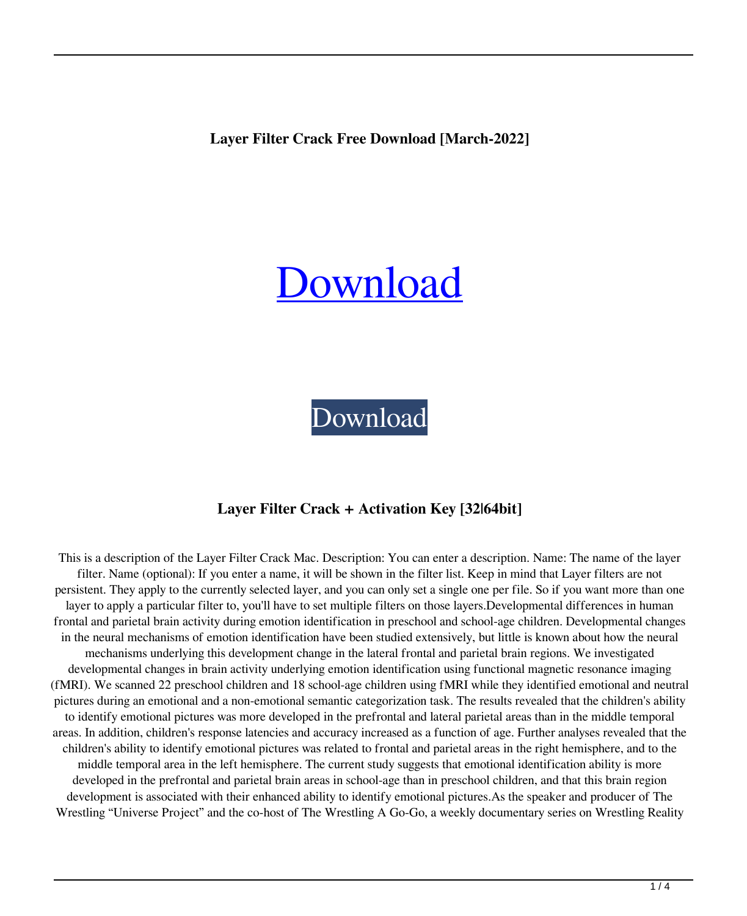**Layer Filter Crack Free Download [March-2022]**

# [Download](#)

[Download](#)

## Layer Filter Crack + Activation Key [32|64bit]

This is a description of the Layer Filter Crack Mac. Description: You can enter a description. Name: The name of the layer filter. Name (optional): If you enter a name, it will be shown in the filter list. Keep in mind that Layer filters are not persistent. They apply to the currently selected layer, and you can only set a single one per file. So if you want more than one layer to apply a particular filter to, you'll have to set multiple filters on those layers.Developmental differences in human frontal and parietal brain activity during emotion identification in preschool and school-age children. Developmental changes in the neural mechanisms of emotion identification have been studied extensively, but little is known about how the neural mechanisms underlying this development change in the lateral frontal and parietal brain regions. We investigated developmental changes in brain activity underlying emotion identification using functional magnetic resonance imaging (fMRI). We scanned 22 preschool children and 18 school-age children using fMRI while they identified emotional and neutral pictures during an emotional and a non-emotional semantic categorization task. The results revealed that the children's ability to identify emotional pictures was more developed in the prefrontal and lateral parietal areas than in the middle temporal areas. In addition, children's response latencies and accuracy increased as a function of age. Further analyses revealed that the children's ability to identify emotional pictures was related to frontal and parietal areas in the right hemisphere, and to the middle temporal area in the left hemisphere. The current study suggests that emotional identification ability is more developed in the prefrontal and parietal brain areas in school-age than in preschool children, and that this brain region development is associated with their enhanced ability to identify emotional pictures.As the speaker and producer of The Wrestling “Universe Project” and the co-host of The Wrestling A Go-Go, a weekly documentary series on Wrestling Reality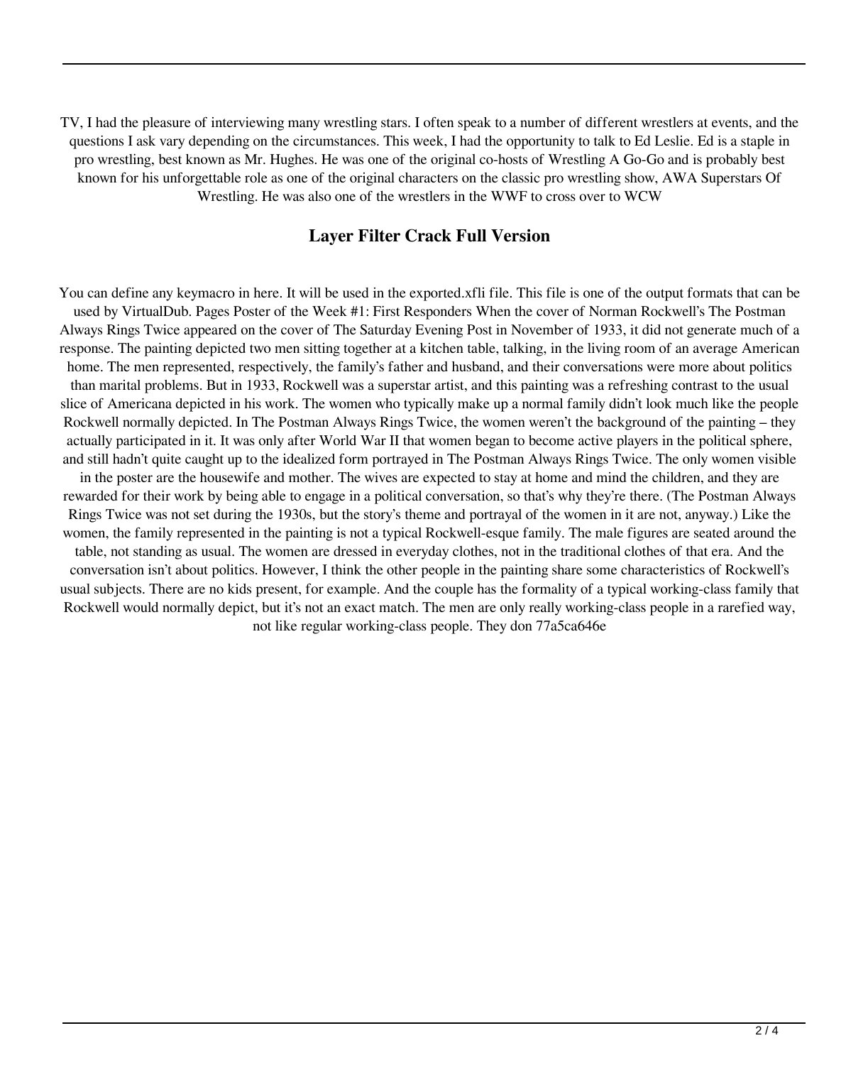TV, I had the pleasure of interviewing many wrestling stars. I often speak to a number of different wrestlers at events, and the questions I ask vary depending on the circumstances. This week, I had the opportunity to talk to Ed Leslie. Ed is a staple in pro wrestling, best known as Mr. Hughes. He was one of the original co-hosts of Wrestling A Go-Go and is probably best known for his unforgettable role as one of the original characters on the classic pro wrestling show, AWA Superstars Of Wrestling. He was also one of the wrestlers in the WWF to cross over to WCW

## Layer Filter Crack Full Version

You can define any keymacro in here. It will be used in the exported.xfli file. This file is one of the output formats that can be used by VirtualDub. Pages Poster of the Week #1: First Responders When the cover of Norman Rockwell's The Postman Always Rings Twice appeared on the cover of The Saturday Evening Post in November of 1933, it did not generate much of a response. The painting depicted two men sitting together at a kitchen table, talking, in the living room of an average American home. The men represented, respectively, the family's father and husband, and their conversations were more about politics than marital problems. But in 1933, Rockwell was a superstar artist, and this painting was a refreshing contrast to the usual slice of Americana depicted in his work. The women who typically make up a normal family didn't look much like the people Rockwell normally depicted. In The Postman Always Rings Twice, the women weren't the background of the painting – they actually participated in it. It was only after World War II that women began to become active players in the political sphere, and still hadn't quite caught up to the idealized form portrayed in The Postman Always Rings Twice. The only women visible in the poster are the housewife and mother. The wives are expected to stay at home and mind the children, and they are rewarded for their work by being able to engage in a political conversation, so that's why they're there. (The Postman Always Rings Twice was not set during the 1930s, but the story's theme and portrayal of the women in it are not, anyway.) Like the women, the family represented in the painting is not a typical Rockwell-esque family. The male figures are seated around the table, not standing as usual. The women are dressed in everyday clothes, not in the traditional clothes of that era. And the conversation isn't about politics. However, I think the other people in the painting share some characteristics of Rockwell's usual subjects. There are no kids present, for example. And the couple has the formality of a typical working-class family that Rockwell would normally depict, but it's not an exact match. The men are only really working-class people in a rarefied way, not like regular working-class people. They don 77a5ca646e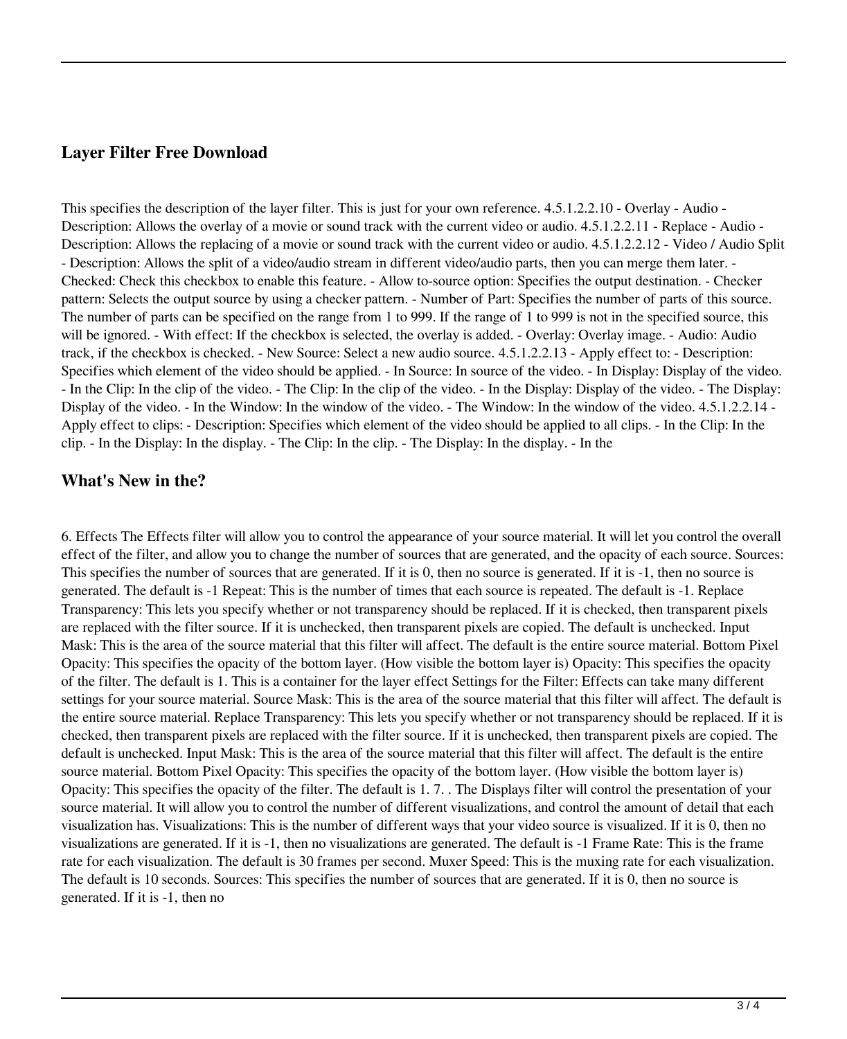## Layer Filter Free Download

This specifies the description of the layer filter. This is just for your own reference. 4.5.1.2.2.10 - Overlay - Audio - Description: Allows the overlay of a movie or sound track with the current video or audio. 4.5.1.2.2.11 - Replace - Audio - Description: Allows the replacing of a movie or sound track with the current video or audio. 4.5.1.2.2.12 - Video / Audio Split - Description: Allows the split of a video/audio stream in different video/audio parts, then you can merge them later. - Checked: Check this checkbox to enable this feature. - Allow to-source option: Specifies the output destination. - Checker pattern: Selects the output source by using a checker pattern. - Number of Part: Specifies the number of parts of this source. The number of parts can be specified on the range from 1 to 999. If the range of 1 to 999 is not in the specified source, this will be ignored. - With effect: If the checkbox is selected, the overlay is added. - Overlay: Overlay image. - Audio: Audio track, if the checkbox is checked. - New Source: Select a new audio source. 4.5.1.2.2.13 - Apply effect to: - Description: Specifies which element of the video should be applied. - In Source: In source of the video. - In Display: Display of the video. - In the Clip: In the clip of the video. - The Clip: In the clip of the video. - In the Display: Display of the video. - The Display: Display of the video. - In the Window: In the window of the video. - The Window: In the window of the video. 4.5.1.2.2.14 - Apply effect to clips: - Description: Specifies which element of the video should be applied to all clips. - In the Clip: In the clip. - In the Display: In the display. - The Clip: In the clip. - The Display: In the display. - In the

## What's New in the?

6. Effects The Effects filter will allow you to control the appearance of your source material. It will let you control the overall effect of the filter, and allow you to change the number of sources that are generated, and the opacity of each source. Sources: This specifies the number of sources that are generated. If it is 0, then no source is generated. If it is -1, then no source is generated. The default is -1 Repeat: This is the number of times that each source is repeated. The default is -1. Replace Transparency: This lets you specify whether or not transparency should be replaced. If it is checked, then transparent pixels are replaced with the filter source. If it is unchecked, then transparent pixels are copied. The default is unchecked. Input Mask: This is the area of the source material that this filter will affect. The default is the entire source material. Bottom Pixel Opacity: This specifies the opacity of the bottom layer. (How visible the bottom layer is) Opacity: This specifies the opacity of the filter. The default is 1. This is a container for the layer effect Settings for the Filter: Effects can take many different settings for your source material. Source Mask: This is the area of the source material that this filter will affect. The default is the entire source material. Replace Transparency: This lets you specify whether or not transparency should be replaced. If it is checked, then transparent pixels are replaced with the filter source. If it is unchecked, then transparent pixels are copied. The default is unchecked. Input Mask: This is the area of the source material that this filter will affect. The default is the entire source material. Bottom Pixel Opacity: This specifies the opacity of the bottom layer. (How visible the bottom layer is) Opacity: This specifies the opacity of the filter. The default is 1. 7. . The Displays filter will control the presentation of your source material. It will allow you to control the number of different visualizations, and control the amount of detail that each visualization has. Visualizations: This is the number of different ways that your video source is visualized. If it is 0, then no visualizations are generated. If it is -1, then no visualizations are generated. The default is -1 Frame Rate: This is the frame rate for each visualization. The default is 30 frames per second. Muxer Speed: This is the muxing rate for each visualization. The default is 10 seconds. Sources: This specifies the number of sources that are generated. If it is 0, then no source is generated. If it is -1, then no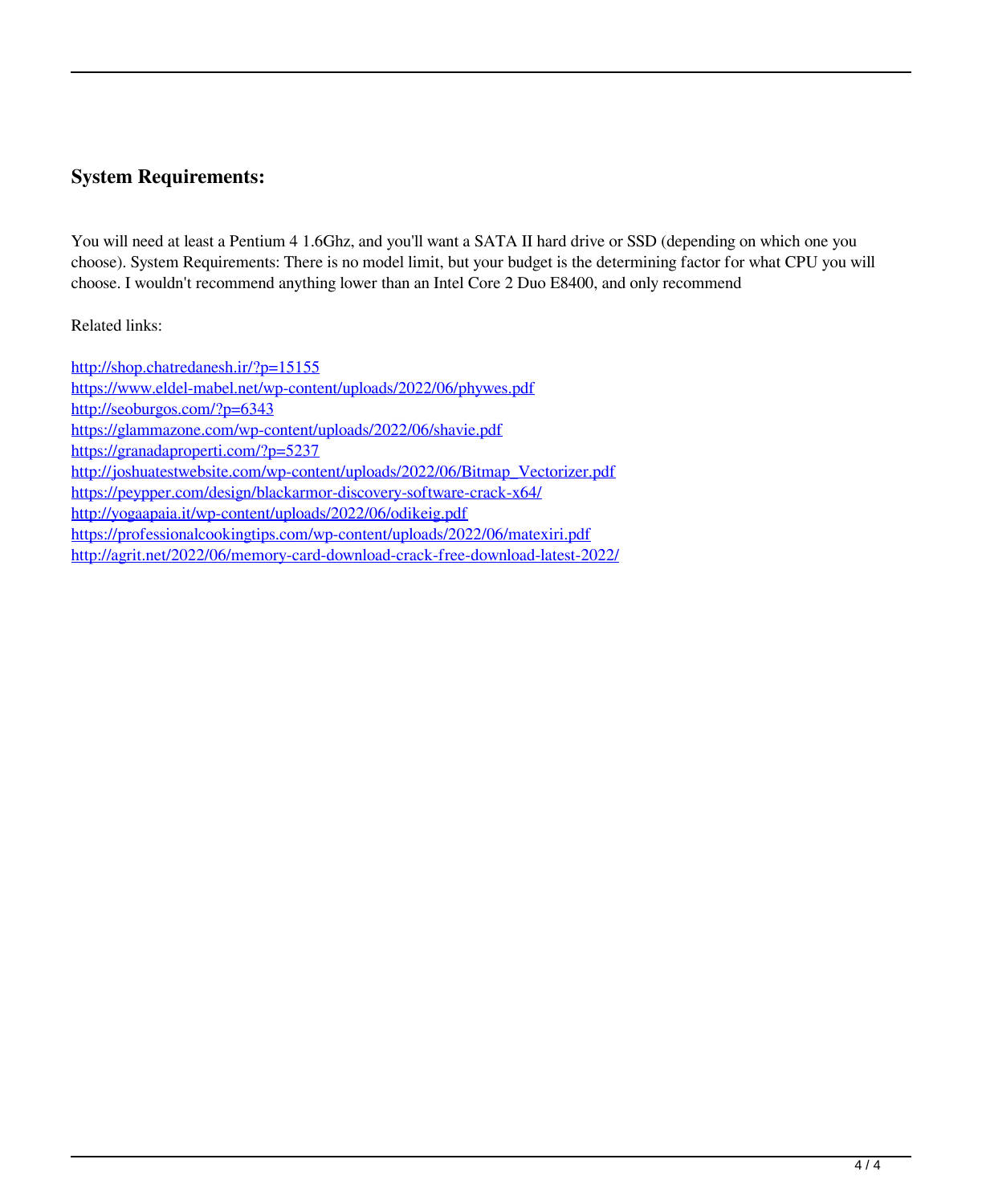## System Requirements:

You will need at least a Pentium 4 1.6Ghz, and you'll want a SATA II hard drive or SSD (depending on which one you choose). System Requirements: There is no model limit, but your budget is the determining factor for what CPU you will choose. I wouldn't recommend anything lower than an Intel Core 2 Duo E8400, and only recommend

Related links:

http://shop.chatredanesh.ir/?p=15155
https://www.eldel-mabel.net/wp-content/uploads/2022/06/phywes.pdf
http://seoburgos.com/?p=6343
https://glammazone.com/wp-content/uploads/2022/06/shavie.pdf
https://granadaproperti.com/?p=5237
http://joshuatestwebsite.com/wp-content/uploads/2022/06/Bitmap_Vectorizer.pdf
https://peypper.com/design/blackarmor-discovery-software-crack-x64/
http://yogaapaia.it/wp-content/uploads/2022/06/odikeig.pdf
https://professionalcookingtips.com/wp-content/uploads/2022/06/matexiri.pdf
http://agrit.net/2022/06/memory-card-download-crack-free-download-latest-2022/